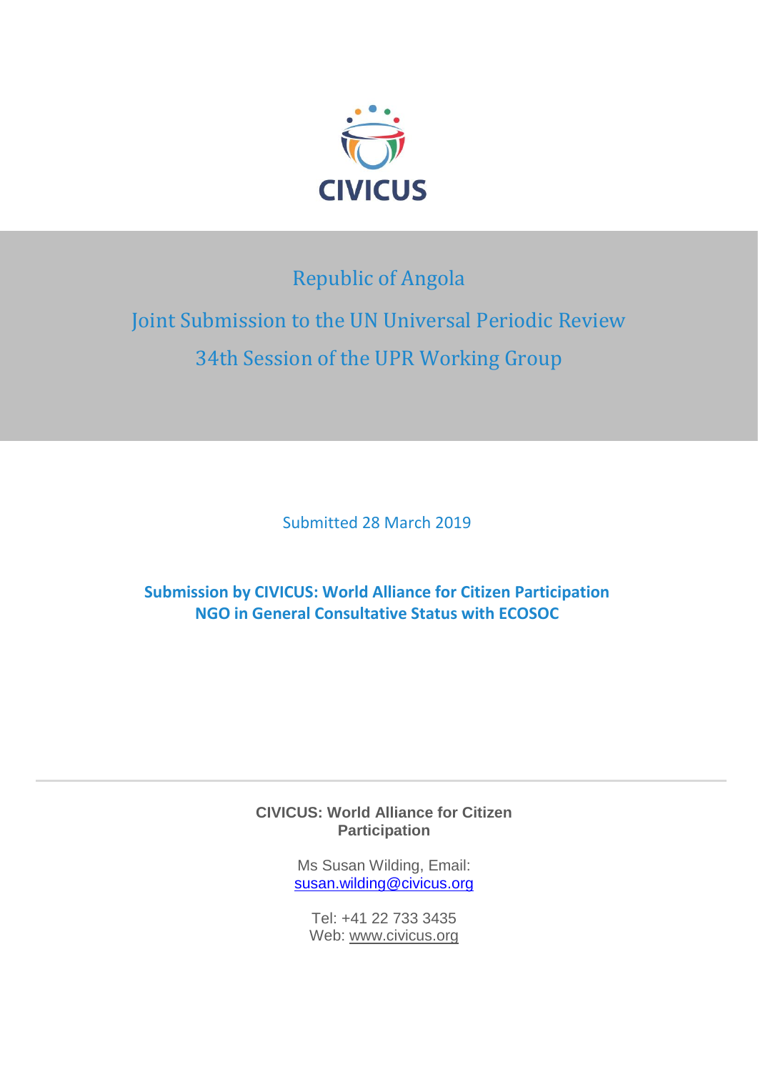CIVICUS

# Republic of Angola

# Joint Submission to the UN Universal Periodic Review

# 34th Session of the UPR Working Group

Submitted 28 March 2019

**Submission by CIVICUS: World Alliance for Citizen Participation**
**NGO in General Consultative Status with ECOSOC**

---

**CIVICUS: World Alliance for Citizen Participation**

Ms Susan Wilding, Email: susan.wilding@civicus.org

Tel: +41 22 733 3435
Web: www.civicus.org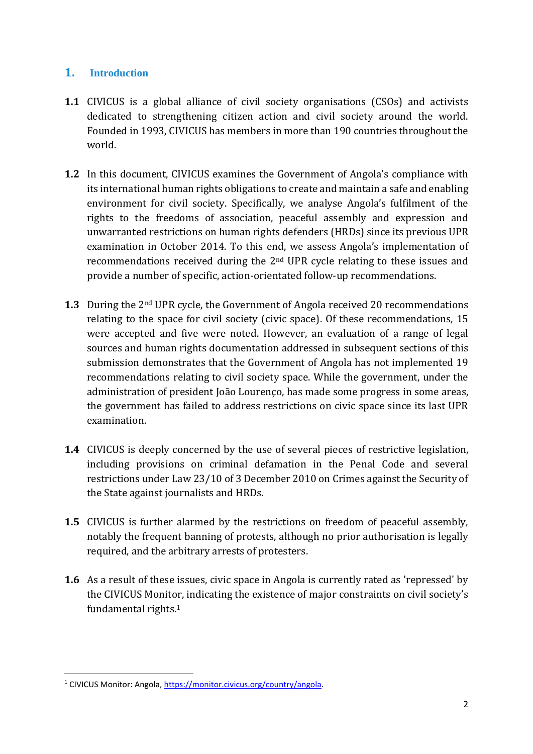## 1. Introduction

**1.1** CIVICUS is a global alliance of civil society organisations (CSOs) and activists dedicated to strengthening citizen action and civil society around the world. Founded in 1993, CIVICUS has members in more than 190 countries throughout the world.

**1.2** In this document, CIVICUS examines the Government of Angola's compliance with its international human rights obligations to create and maintain a safe and enabling environment for civil society. Specifically, we analyse Angola's fulfilment of the rights to the freedoms of association, peaceful assembly and expression and unwarranted restrictions on human rights defenders (HRDs) since its previous UPR examination in October 2014. To this end, we assess Angola's implementation of recommendations received during the 2nd UPR cycle relating to these issues and provide a number of specific, action-orientated follow-up recommendations.

**1.3** During the 2nd UPR cycle, the Government of Angola received 20 recommendations relating to the space for civil society (civic space). Of these recommendations, 15 were accepted and five were noted. However, an evaluation of a range of legal sources and human rights documentation addressed in subsequent sections of this submission demonstrates that the Government of Angola has not implemented 19 recommendations relating to civil society space. While the government, under the administration of president João Lourenço, has made some progress in some areas, the government has failed to address restrictions on civic space since its last UPR examination.

**1.4** CIVICUS is deeply concerned by the use of several pieces of restrictive legislation, including provisions on criminal defamation in the Penal Code and several restrictions under Law 23/10 of 3 December 2010 on Crimes against the Security of the State against journalists and HRDs.

**1.5** CIVICUS is further alarmed by the restrictions on freedom of peaceful assembly, notably the frequent banning of protests, although no prior authorisation is legally required, and the arbitrary arrests of protesters.

**1.6** As a result of these issues, civic space in Angola is currently rated as 'repressed' by the CIVICUS Monitor, indicating the existence of major constraints on civil society's fundamental rights.[1]

---

[1] CIVICUS Monitor: Angola, https://monitor.civicus.org/country/angola.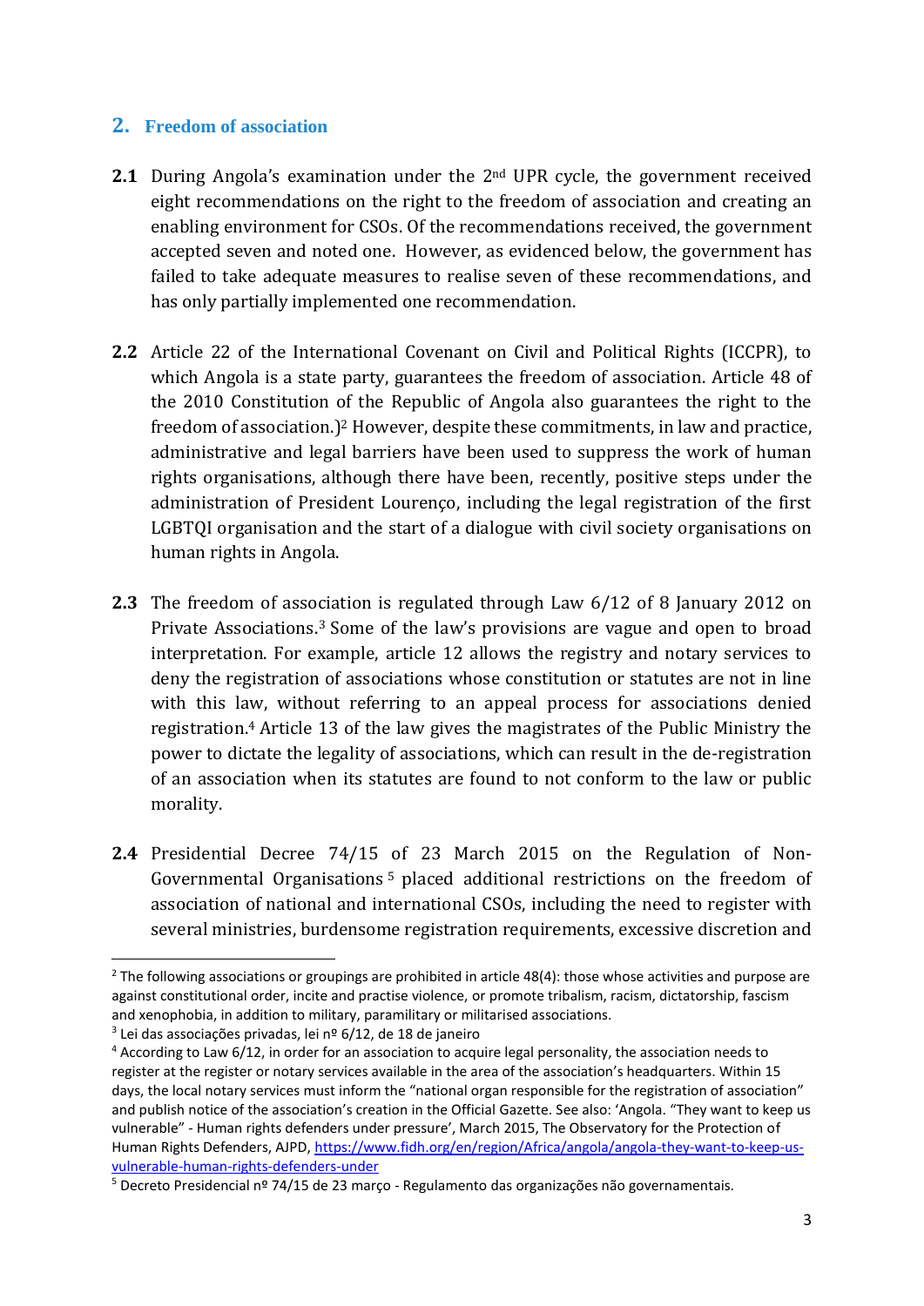## 2. Freedom of association

**2.1** During Angola's examination under the 2nd UPR cycle, the government received eight recommendations on the right to the freedom of association and creating an enabling environment for CSOs. Of the recommendations received, the government accepted seven and noted one. However, as evidenced below, the government has failed to take adequate measures to realise seven of these recommendations, and has only partially implemented one recommendation.

**2.2** Article 22 of the International Covenant on Civil and Political Rights (ICCPR), to which Angola is a state party, guarantees the freedom of association. Article 48 of the 2010 Constitution of the Republic of Angola also guarantees the right to the freedom of association.)[2] However, despite these commitments, in law and practice, administrative and legal barriers have been used to suppress the work of human rights organisations, although there have been, recently, positive steps under the administration of President Lourenço, including the legal registration of the first LGBTQI organisation and the start of a dialogue with civil society organisations on human rights in Angola.

**2.3** The freedom of association is regulated through Law 6/12 of 8 January 2012 on Private Associations.[3] Some of the law's provisions are vague and open to broad interpretation. For example, article 12 allows the registry and notary services to deny the registration of associations whose constitution or statutes are not in line with this law, without referring to an appeal process for associations denied registration.[4] Article 13 of the law gives the magistrates of the Public Ministry the power to dictate the legality of associations, which can result in the de-registration of an association when its statutes are found to not conform to the law or public morality.

**2.4** Presidential Decree 74/15 of 23 March 2015 on the Regulation of Non-Governmental Organisations[5] placed additional restrictions on the freedom of association of national and international CSOs, including the need to register with several ministries, burdensome registration requirements, excessive discretion and

---

[2] The following associations or groupings are prohibited in article 48(4): those whose activities and purpose are against constitutional order, incite and practise violence, or promote tribalism, racism, dictatorship, fascism and xenophobia, in addition to military, paramilitary or militarised associations.

[3] Lei das associações privadas, lei nº 6/12, de 18 de janeiro

[4] According to Law 6/12, in order for an association to acquire legal personality, the association needs to register at the register or notary services available in the area of the association's headquarters. Within 15 days, the local notary services must inform the "national organ responsible for the registration of association" and publish notice of the association's creation in the Official Gazette. See also: 'Angola. "They want to keep us vulnerable" - Human rights defenders under pressure', March 2015, The Observatory for the Protection of Human Rights Defenders, AJPD, https://www.fidh.org/en/region/Africa/angola/angola-they-want-to-keep-us-vulnerable-human-rights-defenders-under

[5] Decreto Presidencial nº 74/15 de 23 março - Regulamento das organizações não governamentais.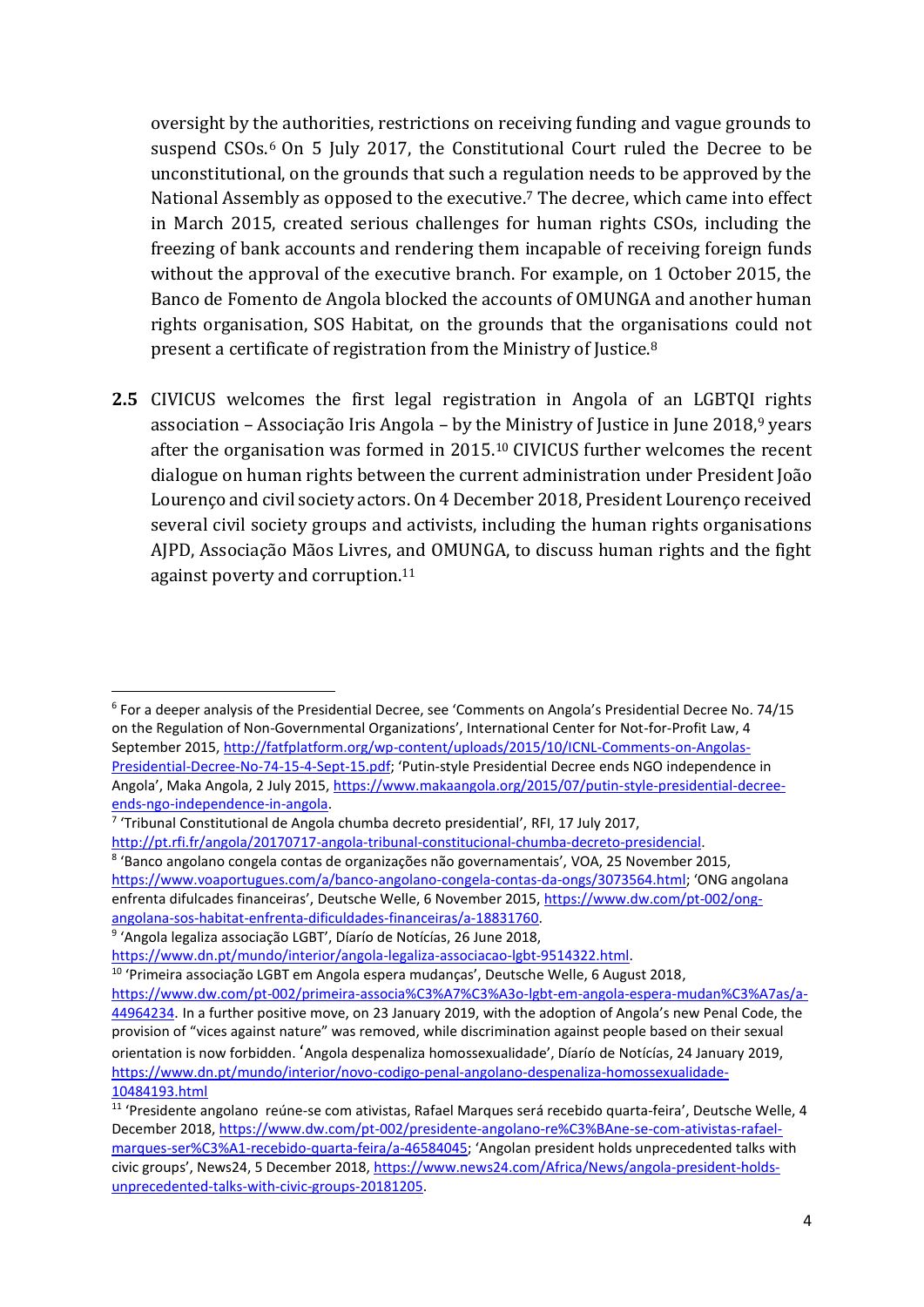oversight by the authorities, restrictions on receiving funding and vague grounds to suspend CSOs.[6] On 5 July 2017, the Constitutional Court ruled the Decree to be unconstitutional, on the grounds that such a regulation needs to be approved by the National Assembly as opposed to the executive.[7] The decree, which came into effect in March 2015, created serious challenges for human rights CSOs, including the freezing of bank accounts and rendering them incapable of receiving foreign funds without the approval of the executive branch. For example, on 1 October 2015, the Banco de Fomento de Angola blocked the accounts of OMUNGA and another human rights organisation, SOS Habitat, on the grounds that the organisations could not present a certificate of registration from the Ministry of Justice.[8]

**2.5** CIVICUS welcomes the first legal registration in Angola of an LGBTQI rights association – Associação Iris Angola – by the Ministry of Justice in June 2018,[9] years after the organisation was formed in 2015.[10] CIVICUS further welcomes the recent dialogue on human rights between the current administration under President João Lourenço and civil society actors. On 4 December 2018, President Lourenço received several civil society groups and activists, including the human rights organisations AJPD, Associação Mãos Livres, and OMUNGA, to discuss human rights and the fight against poverty and corruption.[11]

---

[6] For a deeper analysis of the Presidential Decree, see 'Comments on Angola's Presidential Decree No. 74/15 on the Regulation of Non-Governmental Organizations', International Center for Not-for-Profit Law, 4 September 2015, http://fatfplatform.org/wp-content/uploads/2015/10/ICNL-Comments-on-Angolas-Presidential-Decree-No-74-15-4-Sept-15.pdf; 'Putin-style Presidential Decree ends NGO independence in Angola', Maka Angola, 2 July 2015, https://www.makaangola.org/2015/07/putin-style-presidential-decree-ends-ngo-independence-in-angola.

[7] 'Tribunal Constitutional de Angola chumba decreto presidential', RFI, 17 July 2017, http://pt.rfi.fr/angola/20170717-angola-tribunal-constitucional-chumba-decreto-presidencial.

[8] 'Banco angolano congela contas de organizações não governamentais', VOA, 25 November 2015, https://www.voaportugues.com/a/banco-angolano-congela-contas-da-ongs/3073564.html; 'ONG angolana enfrenta difulcades financeiras', Deutsche Welle, 6 November 2015, https://www.dw.com/pt-002/ong-angolana-sos-habitat-enfrenta-dificuldades-financeiras/a-18831760.

[9] 'Angola legaliza associação LGBT', Diário de Notícias, 26 June 2018, https://www.dn.pt/mundo/interior/angola-legaliza-associacao-lgbt-9514322.html.

[10] 'Primeira associação LGBT em Angola espera mudanças', Deutsche Welle, 6 August 2018, https://www.dw.com/pt-002/primeira-associa%C3%A7%C3%A3o-lgbt-em-angola-espera-mudan%C3%A7as/a-44964234. In a further positive move, on 23 January 2019, with the adoption of Angola's new Penal Code, the provision of "vices against nature" was removed, while discrimination against people based on their sexual orientation is now forbidden. 'Angola despenaliza homossexualidade', Diário de Notícias, 24 January 2019, https://www.dn.pt/mundo/interior/novo-codigo-penal-angolano-despenaliza-homossexualidade-10484193.html

[11] 'Presidente angolano reúne-se com ativistas, Rafael Marques será recebido quarta-feira', Deutsche Welle, 4 December 2018, https://www.dw.com/pt-002/presidente-angolano-re%C3%BAne-se-com-ativistas-rafael-marques-ser%C3%A1-recebido-quarta-feira/a-46584045; 'Angolan president holds unprecedented talks with civic groups', News24, 5 December 2018, https://www.news24.com/Africa/News/angola-president-holds-unprecedented-talks-with-civic-groups-20181205.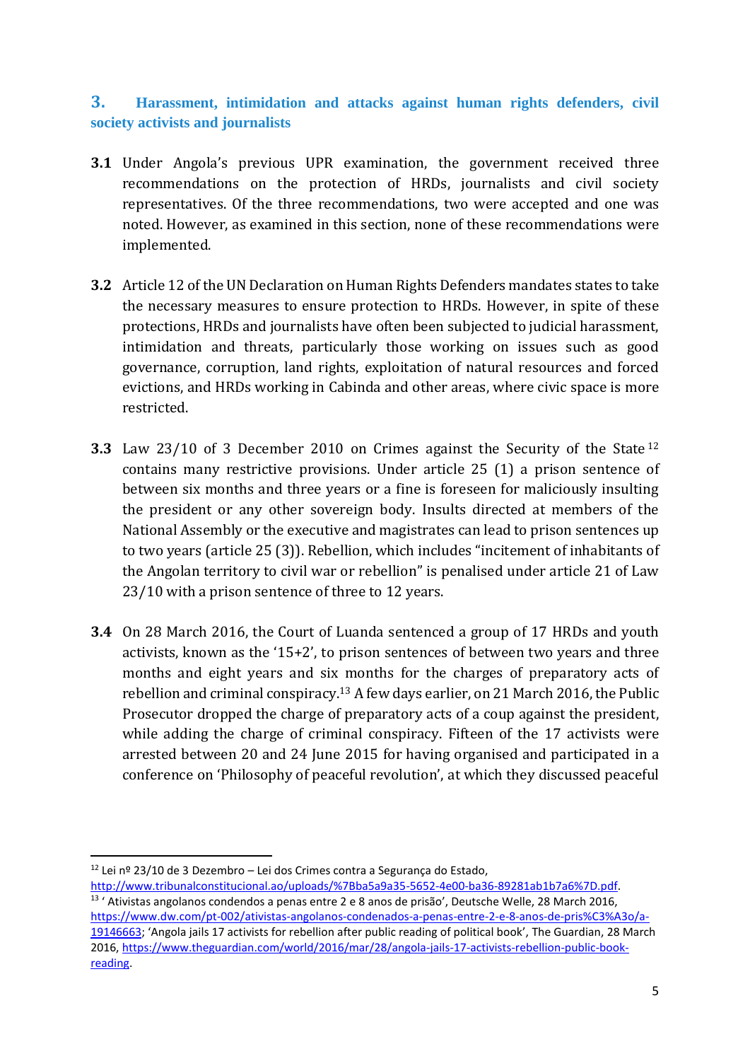## 3. Harassment, intimidation and attacks against human rights defenders, civil society activists and journalists

**3.1** Under Angola's previous UPR examination, the government received three recommendations on the protection of HRDs, journalists and civil society representatives. Of the three recommendations, two were accepted and one was noted. However, as examined in this section, none of these recommendations were implemented.

**3.2** Article 12 of the UN Declaration on Human Rights Defenders mandates states to take the necessary measures to ensure protection to HRDs. However, in spite of these protections, HRDs and journalists have often been subjected to judicial harassment, intimidation and threats, particularly those working on issues such as good governance, corruption, land rights, exploitation of natural resources and forced evictions, and HRDs working in Cabinda and other areas, where civic space is more restricted.

**3.3** Law 23/10 of 3 December 2010 on Crimes against the Security of the State[12] contains many restrictive provisions. Under article 25 (1) a prison sentence of between six months and three years or a fine is foreseen for maliciously insulting the president or any other sovereign body. Insults directed at members of the National Assembly or the executive and magistrates can lead to prison sentences up to two years (article 25 (3)). Rebellion, which includes "incitement of inhabitants of the Angolan territory to civil war or rebellion" is penalised under article 21 of Law 23/10 with a prison sentence of three to 12 years.

**3.4** On 28 March 2016, the Court of Luanda sentenced a group of 17 HRDs and youth activists, known as the '15+2', to prison sentences of between two years and three months and eight years and six months for the charges of preparatory acts of rebellion and criminal conspiracy.[13] A few days earlier, on 21 March 2016, the Public Prosecutor dropped the charge of preparatory acts of a coup against the president, while adding the charge of criminal conspiracy. Fifteen of the 17 activists were arrested between 20 and 24 June 2015 for having organised and participated in a conference on 'Philosophy of peaceful revolution', at which they discussed peaceful

---

[12] Lei nº 23/10 de 3 Dezembro – Lei dos Crimes contra a Segurança do Estado, http://www.tribunalconstitucional.ao/uploads/%7Bba5a9a35-5652-4e00-ba36-89281ab1b7a6%7D.pdf.

[13] ' Ativistas angolanos condendos a penas entre 2 e 8 anos de prisão', Deutsche Welle, 28 March 2016, https://www.dw.com/pt-002/ativistas-angolanos-condenados-a-penas-entre-2-e-8-anos-de-pris%C3%A3o/a-19146663; 'Angola jails 17 activists for rebellion after public reading of political book', The Guardian, 28 March 2016, https://www.theguardian.com/world/2016/mar/28/angola-jails-17-activists-rebellion-public-book-reading.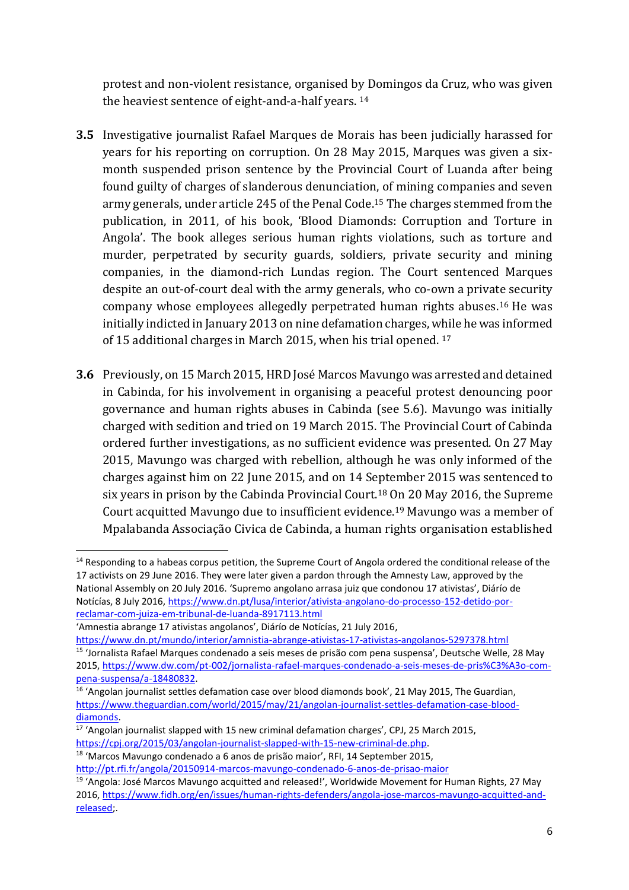protest and non-violent resistance, organised by Domingos da Cruz, who was given the heaviest sentence of eight-and-a-half years. [14]

**3.5** Investigative journalist Rafael Marques de Morais has been judicially harassed for years for his reporting on corruption. On 28 May 2015, Marques was given a six-month suspended prison sentence by the Provincial Court of Luanda after being found guilty of charges of slanderous denunciation, of mining companies and seven army generals, under article 245 of the Penal Code.[15] The charges stemmed from the publication, in 2011, of his book, 'Blood Diamonds: Corruption and Torture in Angola'. The book alleges serious human rights violations, such as torture and murder, perpetrated by security guards, soldiers, private security and mining companies, in the diamond-rich Lundas region. The Court sentenced Marques despite an out-of-court deal with the army generals, who co-own a private security company whose employees allegedly perpetrated human rights abuses.[16] He was initially indicted in January 2013 on nine defamation charges, while he was informed of 15 additional charges in March 2015, when his trial opened. [17]

**3.6** Previously, on 15 March 2015, HRD José Marcos Mavungo was arrested and detained in Cabinda, for his involvement in organising a peaceful protest denouncing poor governance and human rights abuses in Cabinda (see 5.6). Mavungo was initially charged with sedition and tried on 19 March 2015. The Provincial Court of Cabinda ordered further investigations, as no sufficient evidence was presented. On 27 May 2015, Mavungo was charged with rebellion, although he was only informed of the charges against him on 22 June 2015, and on 14 September 2015 was sentenced to six years in prison by the Cabinda Provincial Court.[18] On 20 May 2016, the Supreme Court acquitted Mavungo due to insufficient evidence.[19] Mavungo was a member of Mpalabanda Associação Civica de Cabinda, a human rights organisation established

---

[14] Responding to a habeas corpus petition, the Supreme Court of Angola ordered the conditional release of the 17 activists on 29 June 2016. They were later given a pardon through the Amnesty Law, approved by the National Assembly on 20 July 2016. 'Supremo angolano arrasa juiz que condonou 17 ativistas', Diário de Notícías, 8 July 2016, https://www.dn.pt/lusa/interior/ativista-angolano-do-processo-152-detido-por-reclamar-com-juiza-em-tribunal-de-luanda-8917113.html
'Amnestia abrange 17 ativistas angolanos', Diário de Notícías, 21 July 2016, https://www.dn.pt/mundo/interior/amnistia-abrange-ativistas-17-ativistas-angolanos-5297378.html

[15] 'Jornalista Rafael Marques condenado a seis meses de prisão com pena suspensa', Deutsche Welle, 28 May 2015, https://www.dw.com/pt-002/jornalista-rafael-marques-condenado-a-seis-meses-de-pris%C3%A3o-com-pena-suspensa/a-18480832.

[16] 'Angolan journalist settles defamation case over blood diamonds book', 21 May 2015, The Guardian, https://www.theguardian.com/world/2015/may/21/angolan-journalist-settles-defamation-case-blood-diamonds.

[17] 'Angolan journalist slapped with 15 new criminal defamation charges', CPJ, 25 March 2015, https://cpj.org/2015/03/angolan-journalist-slapped-with-15-new-criminal-de.php.

[18] 'Marcos Mavungo condenado a 6 anos de prisão maior', RFI, 14 September 2015, http://pt.rfi.fr/angola/20150914-marcos-mavungo-condenado-6-anos-de-prisao-maior

[19] 'Angola: José Marcos Mavungo acquitted and released!', Worldwide Movement for Human Rights, 27 May 2016, https://www.fidh.org/en/issues/human-rights-defenders/angola-jose-marcos-mavungo-acquitted-and-released;.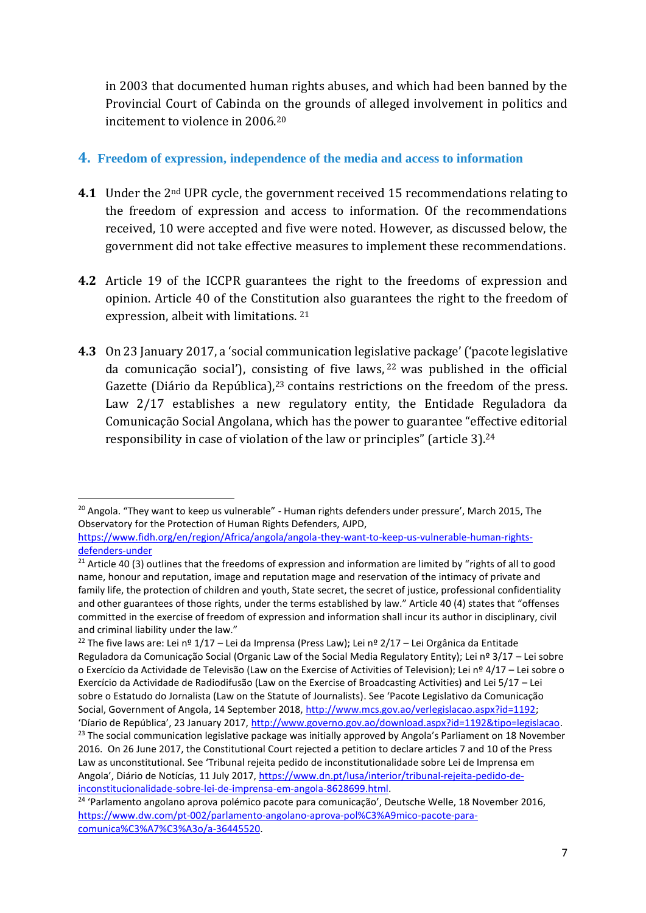in 2003 that documented human rights abuses, and which had been banned by the Provincial Court of Cabinda on the grounds of alleged involvement in politics and incitement to violence in 2006.[20]

## 4. Freedom of expression, independence of the media and access to information

**4.1** Under the 2nd UPR cycle, the government received 15 recommendations relating to the freedom of expression and access to information. Of the recommendations received, 10 were accepted and five were noted. However, as discussed below, the government did not take effective measures to implement these recommendations.

**4.2** Article 19 of the ICCPR guarantees the right to the freedoms of expression and opinion. Article 40 of the Constitution also guarantees the right to the freedom of expression, albeit with limitations. [21]

**4.3** On 23 January 2017, a 'social communication legislative package' ('pacote legislative da comunicação social'), consisting of five laws, [22] was published in the official Gazette (Diário da República),[23] contains restrictions on the freedom of the press. Law 2/17 establishes a new regulatory entity, the Entidade Reguladora da Comunicação Social Angolana, which has the power to guarantee "effective editorial responsibility in case of violation of the law or principles" (article 3).[24]

---

[20] Angola. "They want to keep us vulnerable" - Human rights defenders under pressure', March 2015, The Observatory for the Protection of Human Rights Defenders, AJPD, https://www.fidh.org/en/region/Africa/angola/angola-they-want-to-keep-us-vulnerable-human-rights-defenders-under

[21] Article 40 (3) outlines that the freedoms of expression and information are limited by "rights of all to good name, honour and reputation, image and reputation mage and reservation of the intimacy of private and family life, the protection of children and youth, State secret, the secret of justice, professional confidentiality and other guarantees of those rights, under the terms established by law." Article 40 (4) states that "offenses committed in the exercise of freedom of expression and information shall incur its author in disciplinary, civil and criminal liability under the law."

[22] The five laws are: Lei nº 1/17 – Lei da Imprensa (Press Law); Lei nº 2/17 – Lei Orgânica da Entitade Reguladora da Comunicação Social (Organic Law of the Social Media Regulatory Entity); Lei nº 3/17 – Lei sobre o Exercício da Actividade de Televisão (Law on the Exercise of Activities of Television); Lei nº 4/17 – Lei sobre o Exercício da Actividade de Radiodifusão (Law on the Exercise of Broadcasting Activities) and Lei 5/17 – Lei sobre o Estatudo do Jornalista (Law on the Statute of Journalists). See 'Pacote Legislativo da Comunicação Social, Government of Angola, 14 September 2018, http://www.mcs.gov.ao/verlegislacao.aspx?id=1192; 'Díario de República', 23 January 2017, http://www.governo.gov.ao/download.aspx?id=1192&tipo=legislacao.

[23] The social communication legislative package was initially approved by Angola's Parliament on 18 November 2016. On 26 June 2017, the Constitutional Court rejected a petition to declare articles 7 and 10 of the Press Law as unconstitutional. See 'Tribunal rejeita pedido de inconstitucionalidade sobre Lei de Imprensa em Angola', Diário de Notícías, 11 July 2017, https://www.dn.pt/lusa/interior/tribunal-rejeita-pedido-de-inconstitucionalidade-sobre-lei-de-imprensa-em-angola-8628699.html.

[24] 'Parlamento angolano aprova polémico pacote para comunicação', Deutsche Welle, 18 November 2016, https://www.dw.com/pt-002/parlamento-angolano-aprova-pol%C3%A9mico-pacote-para-comunica%C3%A7%C3%A3o/a-36445520.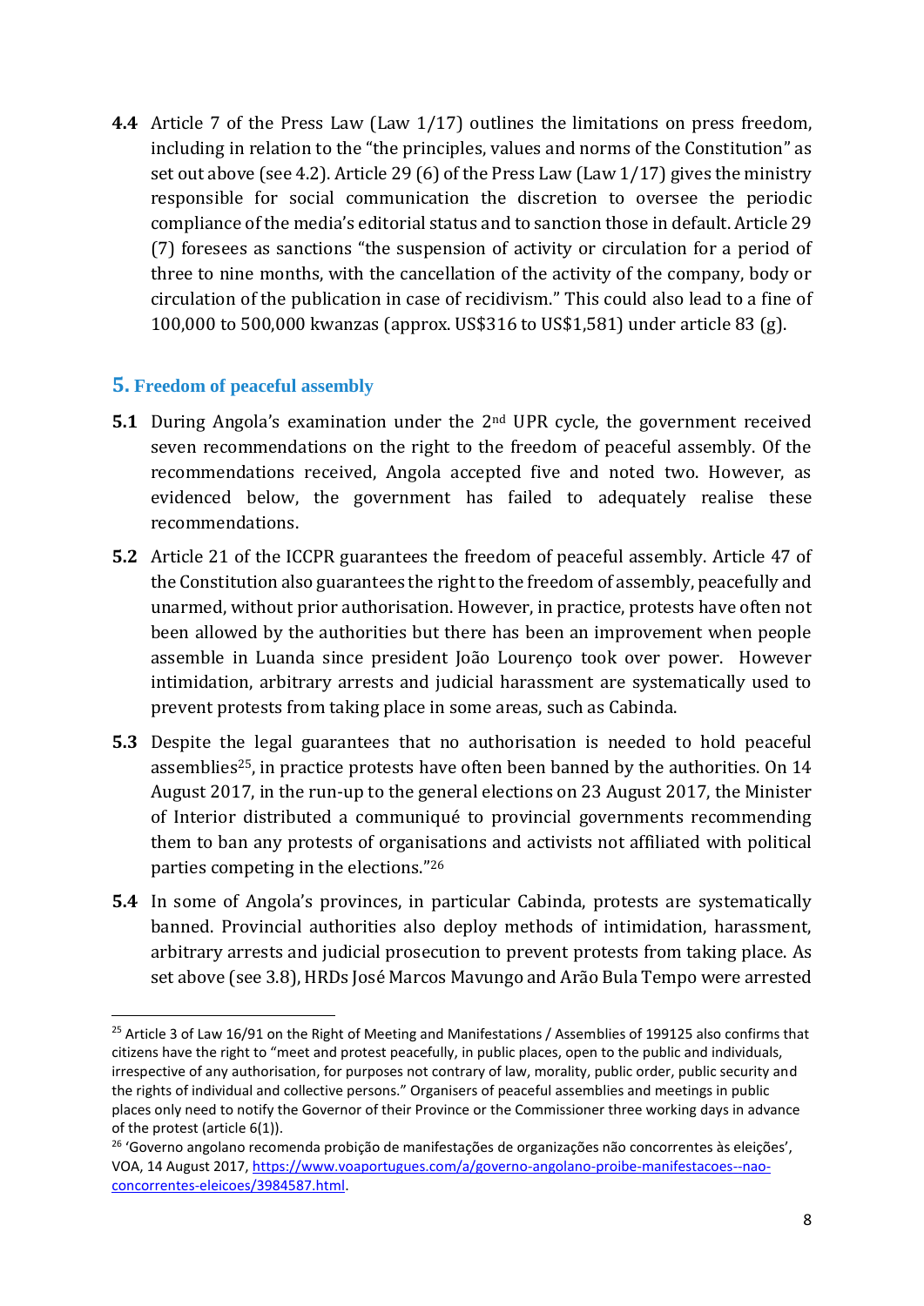**4.4** Article 7 of the Press Law (Law 1/17) outlines the limitations on press freedom, including in relation to the "the principles, values and norms of the Constitution" as set out above (see 4.2). Article 29 (6) of the Press Law (Law 1/17) gives the ministry responsible for social communication the discretion to oversee the periodic compliance of the media's editorial status and to sanction those in default. Article 29 (7) foresees as sanctions "the suspension of activity or circulation for a period of three to nine months, with the cancellation of the activity of the company, body or circulation of the publication in case of recidivism." This could also lead to a fine of 100,000 to 500,000 kwanzas (approx. US$316 to US$1,581) under article 83 (g).

## 5. Freedom of peaceful assembly

**5.1** During Angola's examination under the 2nd UPR cycle, the government received seven recommendations on the right to the freedom of peaceful assembly. Of the recommendations received, Angola accepted five and noted two. However, as evidenced below, the government has failed to adequately realise these recommendations.

**5.2** Article 21 of the ICCPR guarantees the freedom of peaceful assembly. Article 47 of the Constitution also guarantees the right to the freedom of assembly, peacefully and unarmed, without prior authorisation. However, in practice, protests have often not been allowed by the authorities but there has been an improvement when people assemble in Luanda since president João Lourenço took over power. However intimidation, arbitrary arrests and judicial harassment are systematically used to prevent protests from taking place in some areas, such as Cabinda.

**5.3** Despite the legal guarantees that no authorisation is needed to hold peaceful assemblies[25], in practice protests have often been banned by the authorities. On 14 August 2017, in the run-up to the general elections on 23 August 2017, the Minister of Interior distributed a communiqué to provincial governments recommending them to ban any protests of organisations and activists not affiliated with political parties competing in the elections."[26]

**5.4** In some of Angola's provinces, in particular Cabinda, protests are systematically banned. Provincial authorities also deploy methods of intimidation, harassment, arbitrary arrests and judicial prosecution to prevent protests from taking place. As set above (see 3.8), HRDs José Marcos Mavungo and Arão Bula Tempo were arrested

---

[25] Article 3 of Law 16/91 on the Right of Meeting and Manifestations / Assemblies of 199125 also confirms that citizens have the right to "meet and protest peacefully, in public places, open to the public and individuals, irrespective of any authorisation, for purposes not contrary of law, morality, public order, public security and the rights of individual and collective persons." Organisers of peaceful assemblies and meetings in public places only need to notify the Governor of their Province or the Commissioner three working days in advance of the protest (article 6(1)).

[26] 'Governo angolano recomenda probição de manifestações de organizações não concorrentes às eleições', VOA, 14 August 2017, https://www.voaportugues.com/a/governo-angolano-proibe-manifestacoes--nao-concorrentes-eleicoes/3984587.html.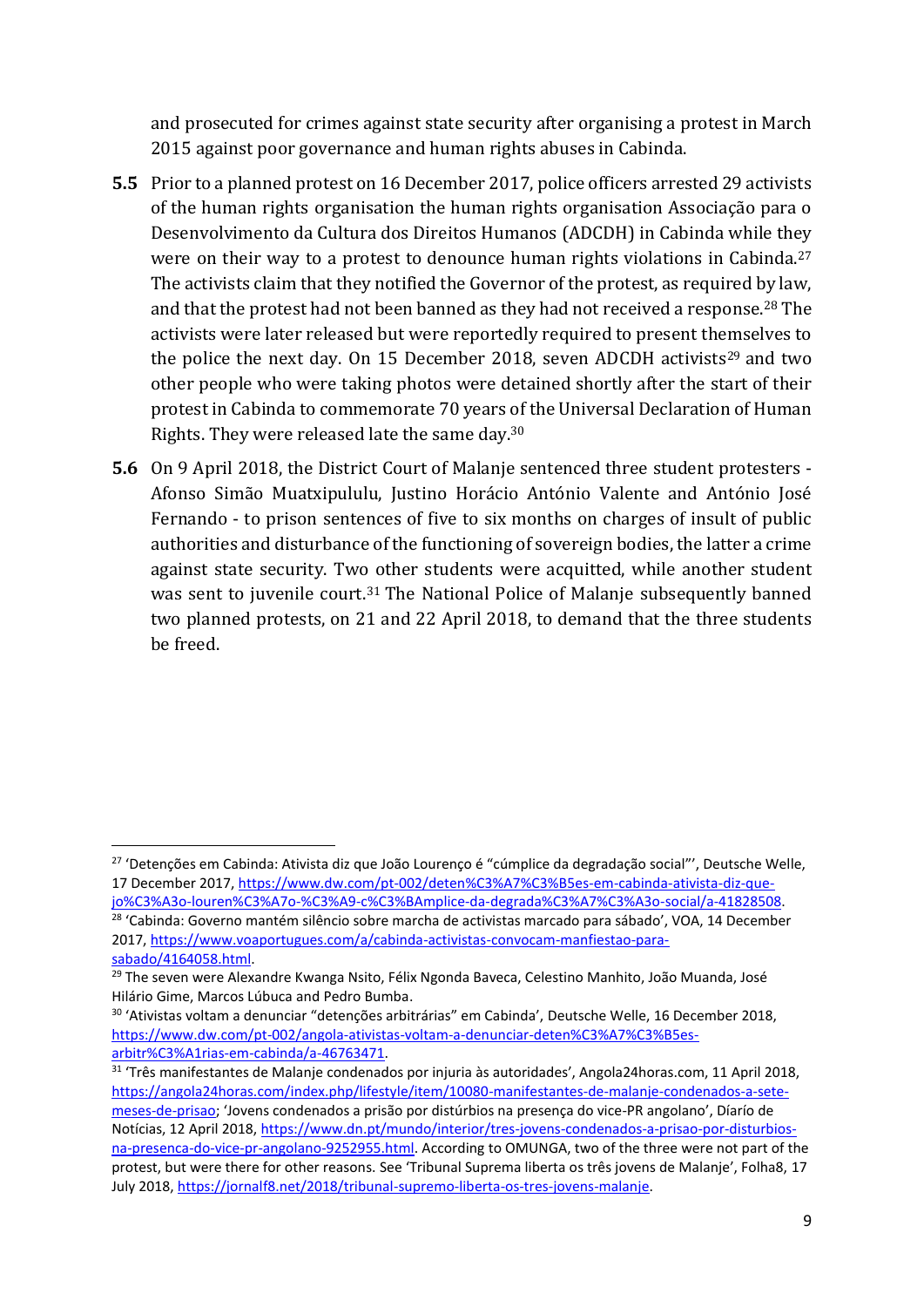and prosecuted for crimes against state security after organising a protest in March 2015 against poor governance and human rights abuses in Cabinda.

**5.5** Prior to a planned protest on 16 December 2017, police officers arrested 29 activists of the human rights organisation the human rights organisation Associação para o Desenvolvimento da Cultura dos Direitos Humanos (ADCDH) in Cabinda while they were on their way to a protest to denounce human rights violations in Cabinda.[27] The activists claim that they notified the Governor of the protest, as required by law, and that the protest had not been banned as they had not received a response.[28] The activists were later released but were reportedly required to present themselves to the police the next day. On 15 December 2018, seven ADCDH activists[29] and two other people who were taking photos were detained shortly after the start of their protest in Cabinda to commemorate 70 years of the Universal Declaration of Human Rights. They were released late the same day.[30]

**5.6** On 9 April 2018, the District Court of Malanje sentenced three student protesters - Afonso Simão Muatxipululu, Justino Horácio António Valente and António José Fernando - to prison sentences of five to six months on charges of insult of public authorities and disturbance of the functioning of sovereign bodies, the latter a crime against state security. Two other students were acquitted, while another student was sent to juvenile court.[31] The National Police of Malanje subsequently banned two planned protests, on 21 and 22 April 2018, to demand that the three students be freed.

---

[27] 'Detenções em Cabinda: Ativista diz que João Lourenço é "cúmplice da degradação social"', Deutsche Welle, 17 December 2017, https://www.dw.com/pt-002/deten%C3%A7%C3%B5es-em-cabinda-ativista-diz-que-jo%C3%A3o-louren%C3%A7o-%C3%A9-c%C3%BAmplice-da-degrada%C3%A7%C3%A3o-social/a-41828508.

[28] 'Cabinda: Governo mantém silêncio sobre marcha de activistas marcado para sábado', VOA, 14 December 2017, https://www.voaportugues.com/a/cabinda-activistas-convocam-manfiestao-para-sabado/4164058.html.

[29] The seven were Alexandre Kwanga Nsito, Félix Ngonda Baveca, Celestino Manhito, João Muanda, José Hilário Gime, Marcos Lúbuca and Pedro Bumba.

[30] 'Ativistas voltam a denunciar "detenções arbitrárias" em Cabinda', Deutsche Welle, 16 December 2018, https://www.dw.com/pt-002/angola-ativistas-voltam-a-denunciar-deten%C3%A7%C3%B5es-arbitr%C3%A1rias-em-cabinda/a-46763471.

[31] 'Três manifestantes de Malanje condenados por injuria às autoridades', Angola24horas.com, 11 April 2018, https://angola24horas.com/index.php/lifestyle/item/10080-manifestantes-de-malanje-condenados-a-sete-meses-de-prisao; 'Jovens condenados a prisão por distúrbios na presença do vice-PR angolano', Diário de Notícias, 12 April 2018, https://www.dn.pt/mundo/interior/tres-jovens-condenados-a-prisao-por-disturbios-na-presenca-do-vice-pr-angolano-9252955.html. According to OMUNGA, two of the three were not part of the protest, but were there for other reasons. See 'Tribunal Suprema liberta os três jovens de Malanje', Folha8, 17 July 2018, https://jornalf8.net/2018/tribunal-supremo-liberta-os-tres-jovens-malanje.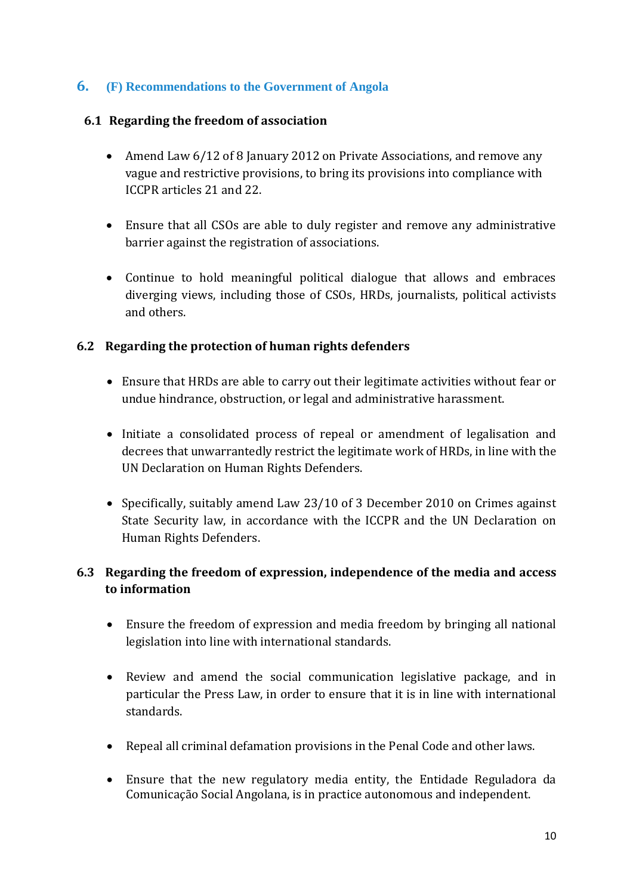## 6. (F) Recommendations to the Government of Angola

### 6.1 Regarding the freedom of association

- Amend Law 6/12 of 8 January 2012 on Private Associations, and remove any vague and restrictive provisions, to bring its provisions into compliance with ICCPR articles 21 and 22.
- Ensure that all CSOs are able to duly register and remove any administrative barrier against the registration of associations.
- Continue to hold meaningful political dialogue that allows and embraces diverging views, including those of CSOs, HRDs, journalists, political activists and others.

### 6.2 Regarding the protection of human rights defenders

- Ensure that HRDs are able to carry out their legitimate activities without fear or undue hindrance, obstruction, or legal and administrative harassment.
- Initiate a consolidated process of repeal or amendment of legalisation and decrees that unwarrantedly restrict the legitimate work of HRDs, in line with the UN Declaration on Human Rights Defenders.
- Specifically, suitably amend Law 23/10 of 3 December 2010 on Crimes against State Security law, in accordance with the ICCPR and the UN Declaration on Human Rights Defenders.

### 6.3 Regarding the freedom of expression, independence of the media and access to information

- Ensure the freedom of expression and media freedom by bringing all national legislation into line with international standards.
- Review and amend the social communication legislative package, and in particular the Press Law, in order to ensure that it is in line with international standards.
- Repeal all criminal defamation provisions in the Penal Code and other laws.
- Ensure that the new regulatory media entity, the Entidade Reguladora da Comunicação Social Angolana, is in practice autonomous and independent.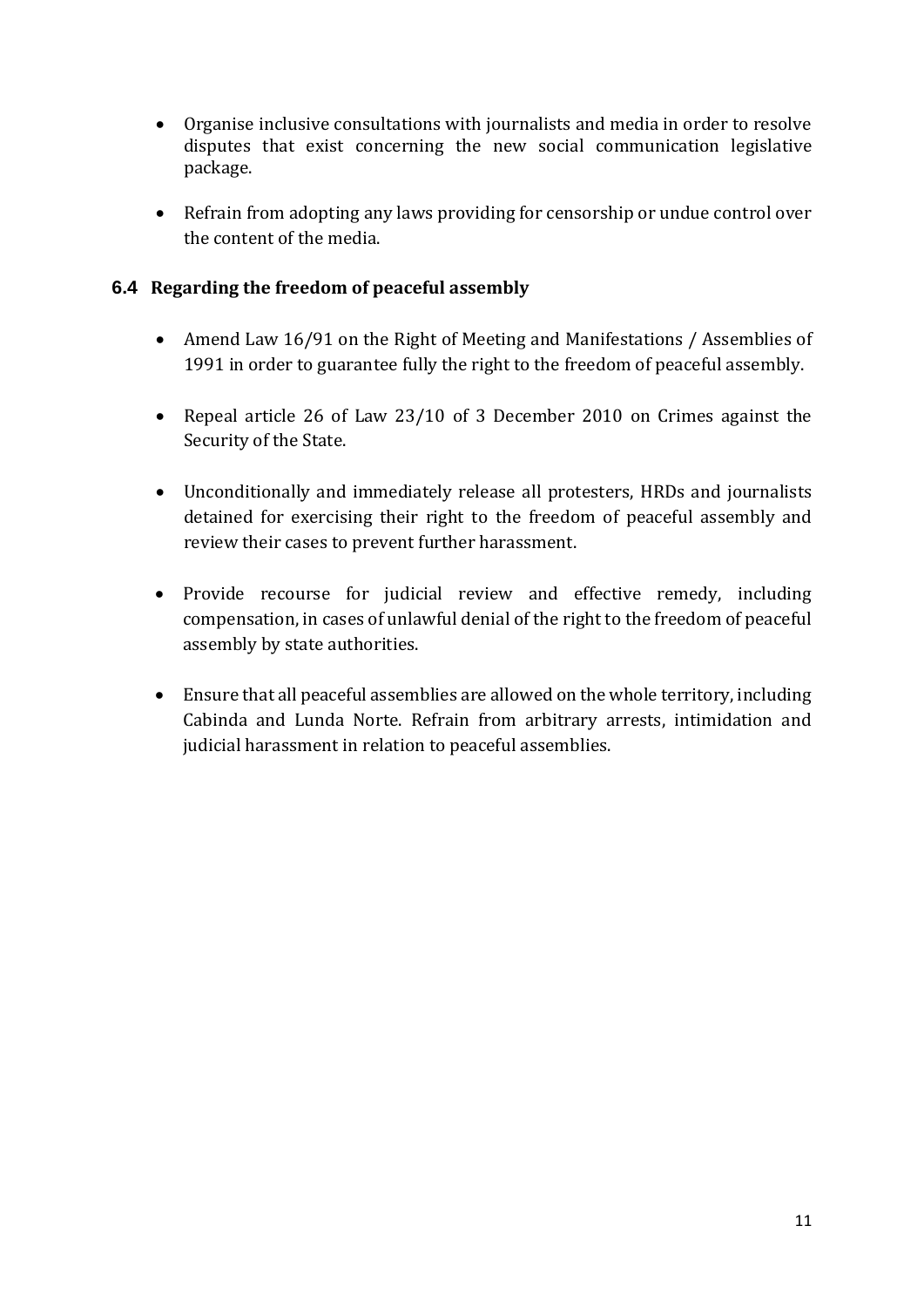- Organise inclusive consultations with journalists and media in order to resolve disputes that exist concerning the new social communication legislative package.
- Refrain from adopting any laws providing for censorship or undue control over the content of the media.

### 6.4 Regarding the freedom of peaceful assembly

- Amend Law 16/91 on the Right of Meeting and Manifestations / Assemblies of 1991 in order to guarantee fully the right to the freedom of peaceful assembly.
- Repeal article 26 of Law 23/10 of 3 December 2010 on Crimes against the Security of the State.
- Unconditionally and immediately release all protesters, HRDs and journalists detained for exercising their right to the freedom of peaceful assembly and review their cases to prevent further harassment.
- Provide recourse for judicial review and effective remedy, including compensation, in cases of unlawful denial of the right to the freedom of peaceful assembly by state authorities.
- Ensure that all peaceful assemblies are allowed on the whole territory, including Cabinda and Lunda Norte. Refrain from arbitrary arrests, intimidation and judicial harassment in relation to peaceful assemblies.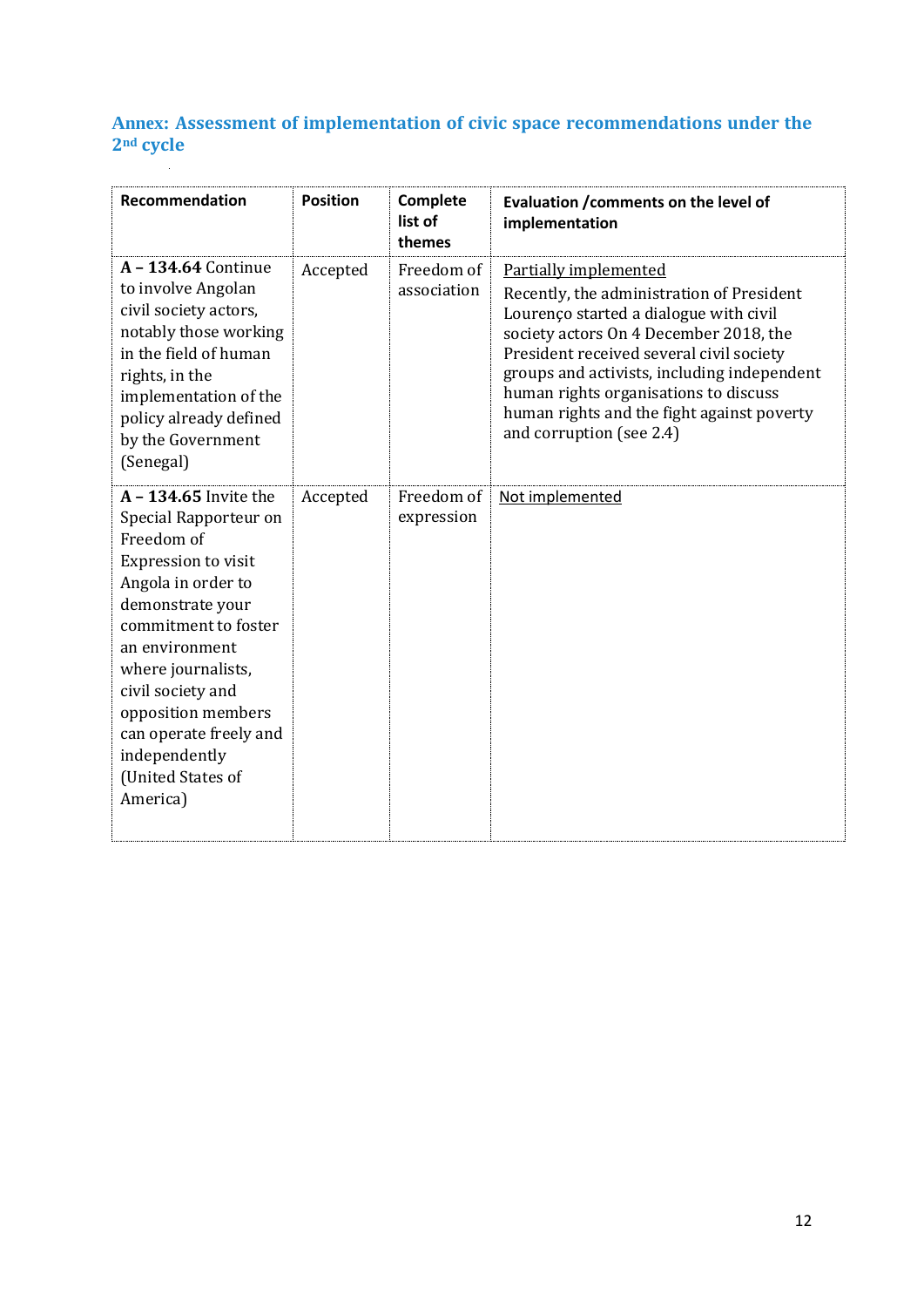## Annex: Assessment of implementation of civic space recommendations under the 2nd cycle

| Recommendation | Position | Complete list of themes | Evaluation /comments on the level of implementation |
|---|---|---|---|
| **A – 134.64** Continue to involve Angolan civil society actors, notably those working in the field of human rights, in the implementation of the policy already defined by the Government (Senegal) | Accepted | Freedom of association | Partially implemented<br>Recently, the administration of President Lourenço started a dialogue with civil society actors On 4 December 2018, the President received several civil society groups and activists, including independent human rights organisations to discuss human rights and the fight against poverty and corruption (see 2.4) |
| **A – 134.65** Invite the Special Rapporteur on Freedom of Expression to visit Angola in order to demonstrate your commitment to foster an environment where journalists, civil society and opposition members can operate freely and independently (United States of America) | Accepted | Freedom of expression | Not implemented |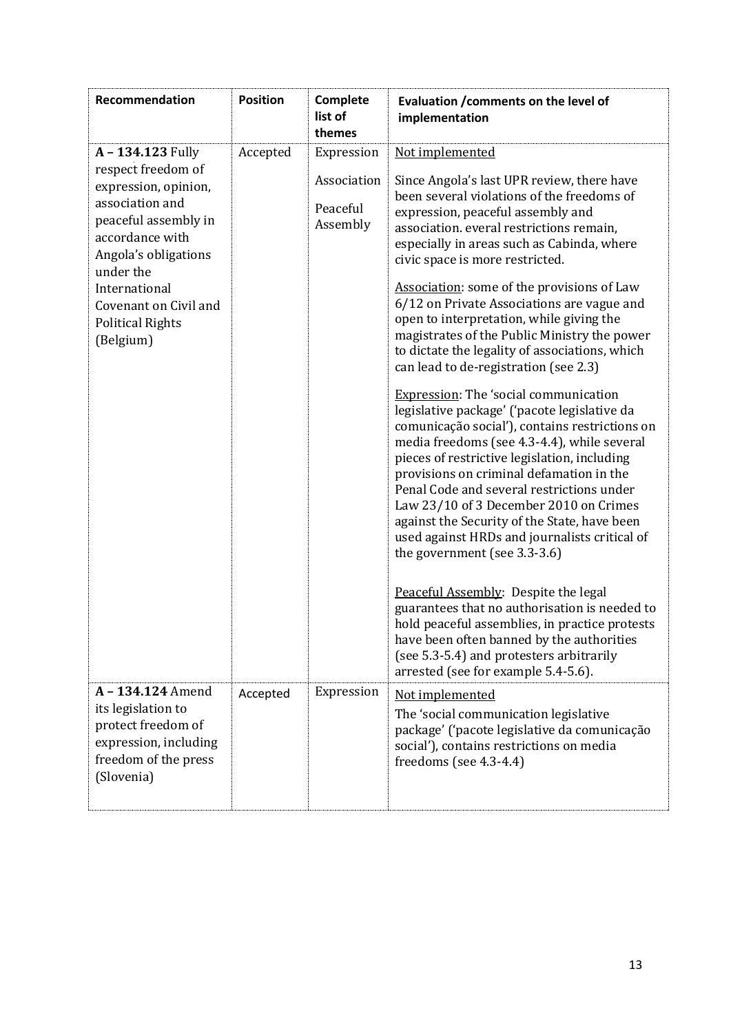| Recommendation | Position | Complete list of themes | Evaluation /comments on the level of implementation |
|---|---|---|---|
| **A – 134.123** Fully respect freedom of expression, opinion, association and peaceful assembly in accordance with Angola's obligations under the International Covenant on Civil and Political Rights (Belgium) | Accepted | Expression<br><br>Association<br><br>Peaceful Assembly | Not implemented<br><br>Since Angola's last UPR review, there have been several violations of the freedoms of expression, peaceful assembly and association. everal restrictions remain, especially in areas such as Cabinda, where civic space is more restricted.<br><br>Association: some of the provisions of Law 6/12 on Private Associations are vague and open to interpretation, while giving the magistrates of the Public Ministry the power to dictate the legality of associations, which can lead to de-registration (see 2.3)<br><br>Expression: The 'social communication legislative package' ('pacote legislative da comunicação social'), contains restrictions on media freedoms (see 4.3-4.4), while several pieces of restrictive legislation, including provisions on criminal defamation in the Penal Code and several restrictions under Law 23/10 of 3 December 2010 on Crimes against the Security of the State, have been used against HRDs and journalists critical of the government (see 3.3-3.6)<br><br>Peaceful Assembly: Despite the legal guarantees that no authorisation is needed to hold peaceful assemblies, in practice protests have been often banned by the authorities (see 5.3-5.4) and protesters arbitrarily arrested (see for example 5.4-5.6). |
| **A – 134.124** Amend its legislation to protect freedom of expression, including freedom of the press (Slovenia) | Accepted | Expression | Not implemented<br><br>The 'social communication legislative package' ('pacote legislative da comunicação social'), contains restrictions on media freedoms (see 4.3-4.4) |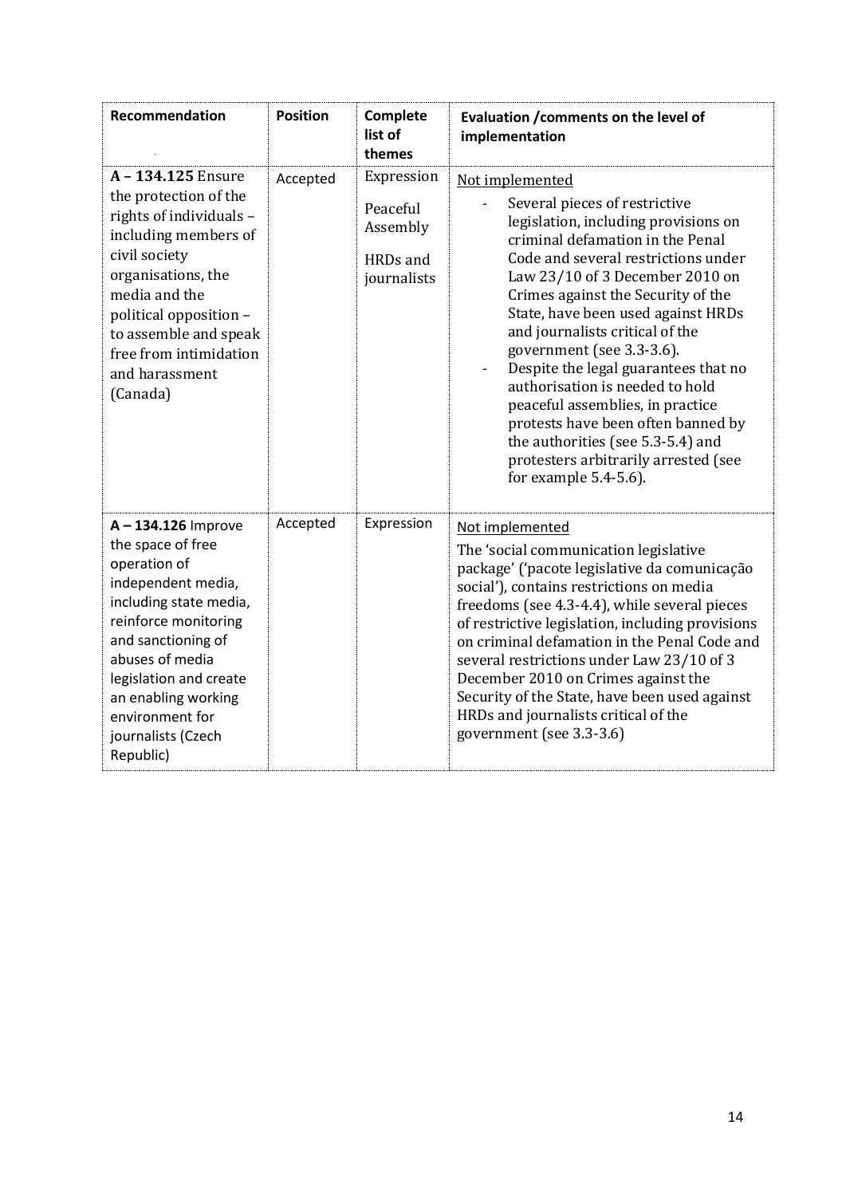| Recommendation | Position | Complete list of themes | Evaluation /comments on the level of implementation |
|---|---|---|---|
| **A – 134.125** Ensure the protection of the rights of individuals – including members of civil society organisations, the media and the political opposition – to assemble and speak free from intimidation and harassment (Canada) | Accepted | Expression<br><br>Peaceful Assembly<br><br>HRDs and journalists | Not implemented<br>- Several pieces of restrictive legislation, including provisions on criminal defamation in the Penal Code and several restrictions under Law 23/10 of 3 December 2010 on Crimes against the Security of the State, have been used against HRDs and journalists critical of the government (see 3.3-3.6).<br>- Despite the legal guarantees that no authorisation is needed to hold peaceful assemblies, in practice protests have been often banned by the authorities (see 5.3-5.4) and protesters arbitrarily arrested (see for example 5.4-5.6). |
| **A – 134.126** Improve the space of free operation of independent media, including state media, reinforce monitoring and sanctioning of abuses of media legislation and create an enabling working environment for journalists (Czech Republic) | Accepted | Expression | Not implemented<br>The 'social communication legislative package' ('pacote legislative da comunicação social'), contains restrictions on media freedoms (see 4.3-4.4), while several pieces of restrictive legislation, including provisions on criminal defamation in the Penal Code and several restrictions under Law 23/10 of 3 December 2010 on Crimes against the Security of the State, have been used against HRDs and journalists critical of the government (see 3.3-3.6) |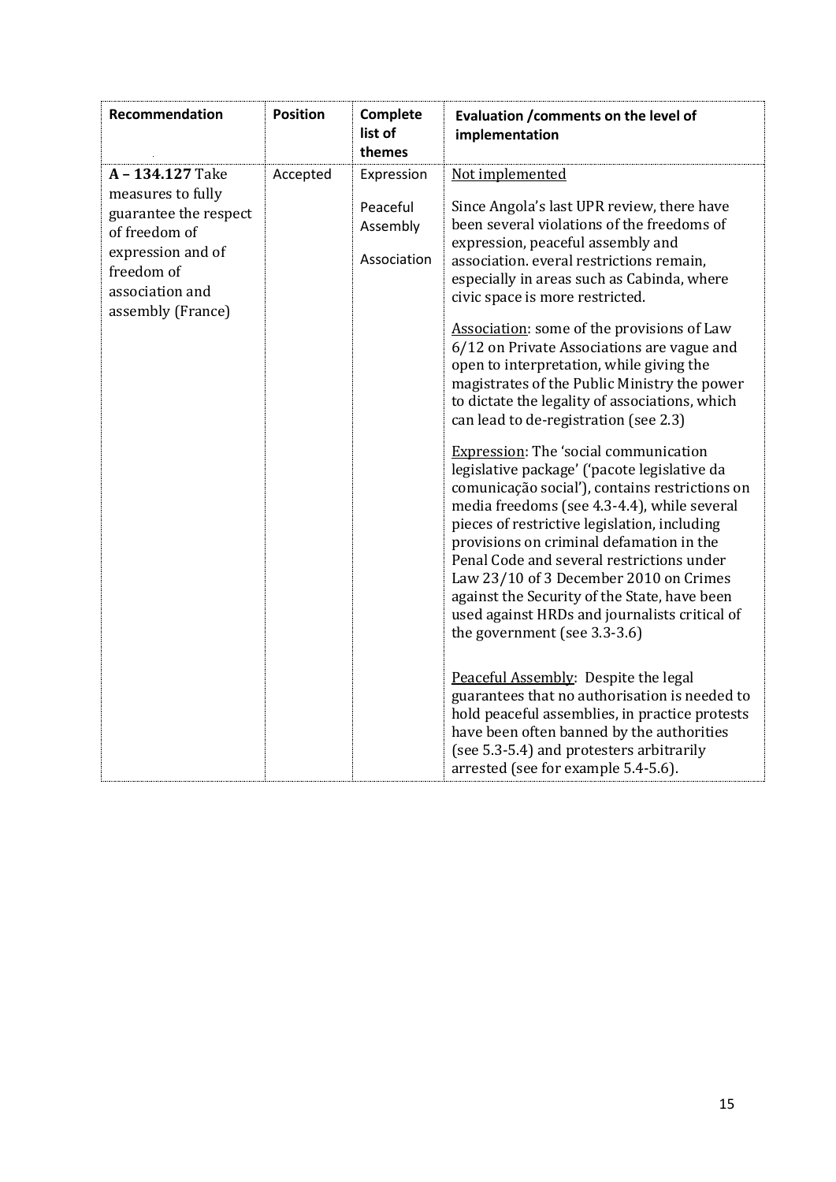| Recommendation | Position | Complete list of themes | Evaluation /comments on the level of implementation |
|---|---|---|---|
| **A – 134.127** Take measures to fully guarantee the respect of freedom of expression and of freedom of association and assembly (France) | Accepted | Expression<br><br>Peaceful Assembly<br><br>Association | Not implemented<br><br>Since Angola's last UPR review, there have been several violations of the freedoms of expression, peaceful assembly and association. everal restrictions remain, especially in areas such as Cabinda, where civic space is more restricted.<br><br>Association: some of the provisions of Law 6/12 on Private Associations are vague and open to interpretation, while giving the magistrates of the Public Ministry the power to dictate the legality of associations, which can lead to de-registration (see 2.3)<br><br>Expression: The 'social communication legislative package' ('pacote legislative da comunicação social'), contains restrictions on media freedoms (see 4.3-4.4), while several pieces of restrictive legislation, including provisions on criminal defamation in the Penal Code and several restrictions under Law 23/10 of 3 December 2010 on Crimes against the Security of the State, have been used against HRDs and journalists critical of the government (see 3.3-3.6)<br><br>Peaceful Assembly: Despite the legal guarantees that no authorisation is needed to hold peaceful assemblies, in practice protests have been often banned by the authorities (see 5.3-5.4) and protesters arbitrarily arrested (see for example 5.4-5.6). |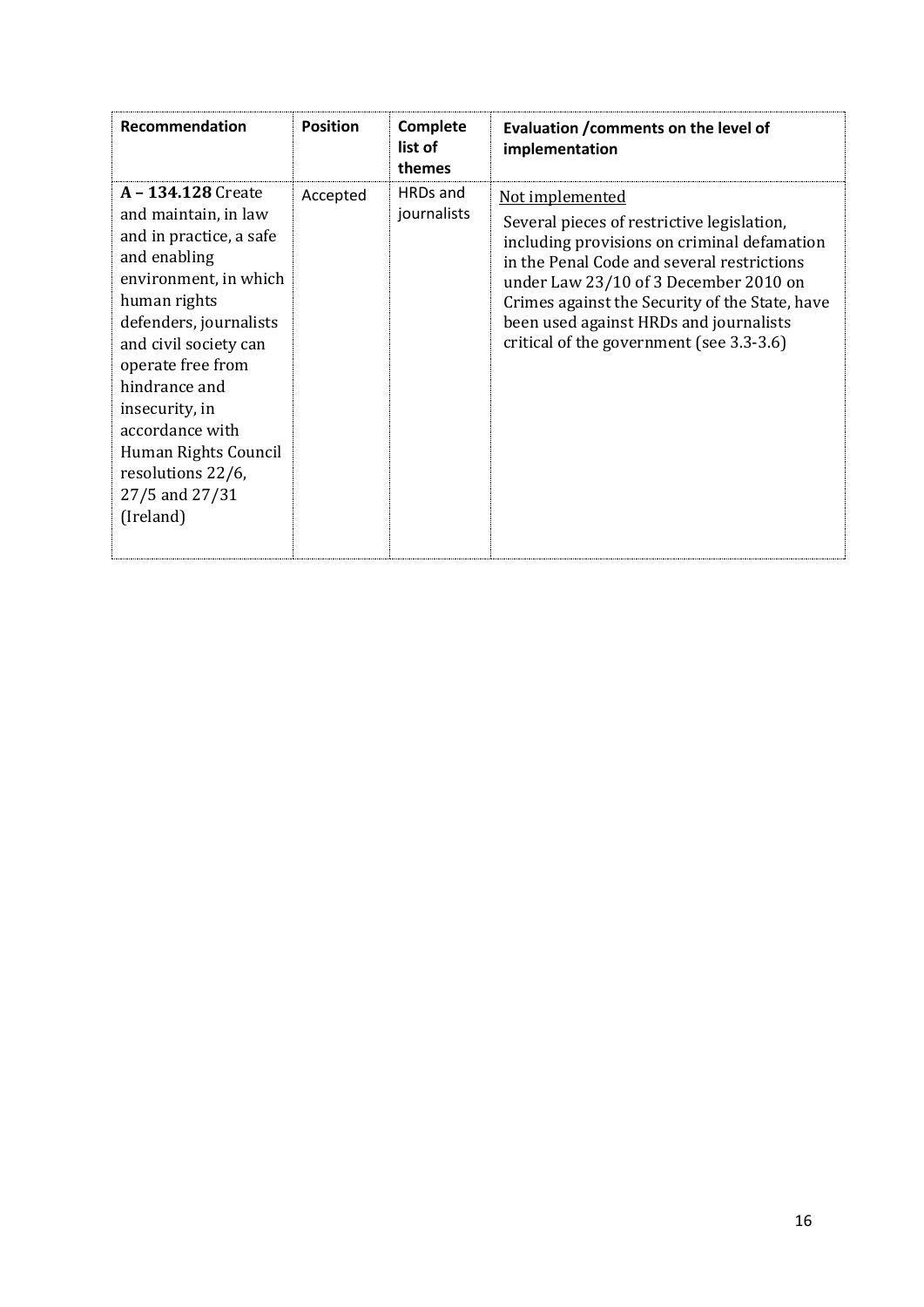| Recommendation | Position | Complete list of themes | Evaluation /comments on the level of implementation |
|---|---|---|---|
| **A – 134.128** Create and maintain, in law and in practice, a safe and enabling environment, in which human rights defenders, journalists and civil society can operate free from hindrance and insecurity, in accordance with Human Rights Council resolutions 22/6, 27/5 and 27/31 (Ireland) | Accepted | HRDs and journalists | <u>Not implemented</u><br>Several pieces of restrictive legislation, including provisions on criminal defamation in the Penal Code and several restrictions under Law 23/10 of 3 December 2010 on Crimes against the Security of the State, have been used against HRDs and journalists critical of the government (see 3.3-3.6) |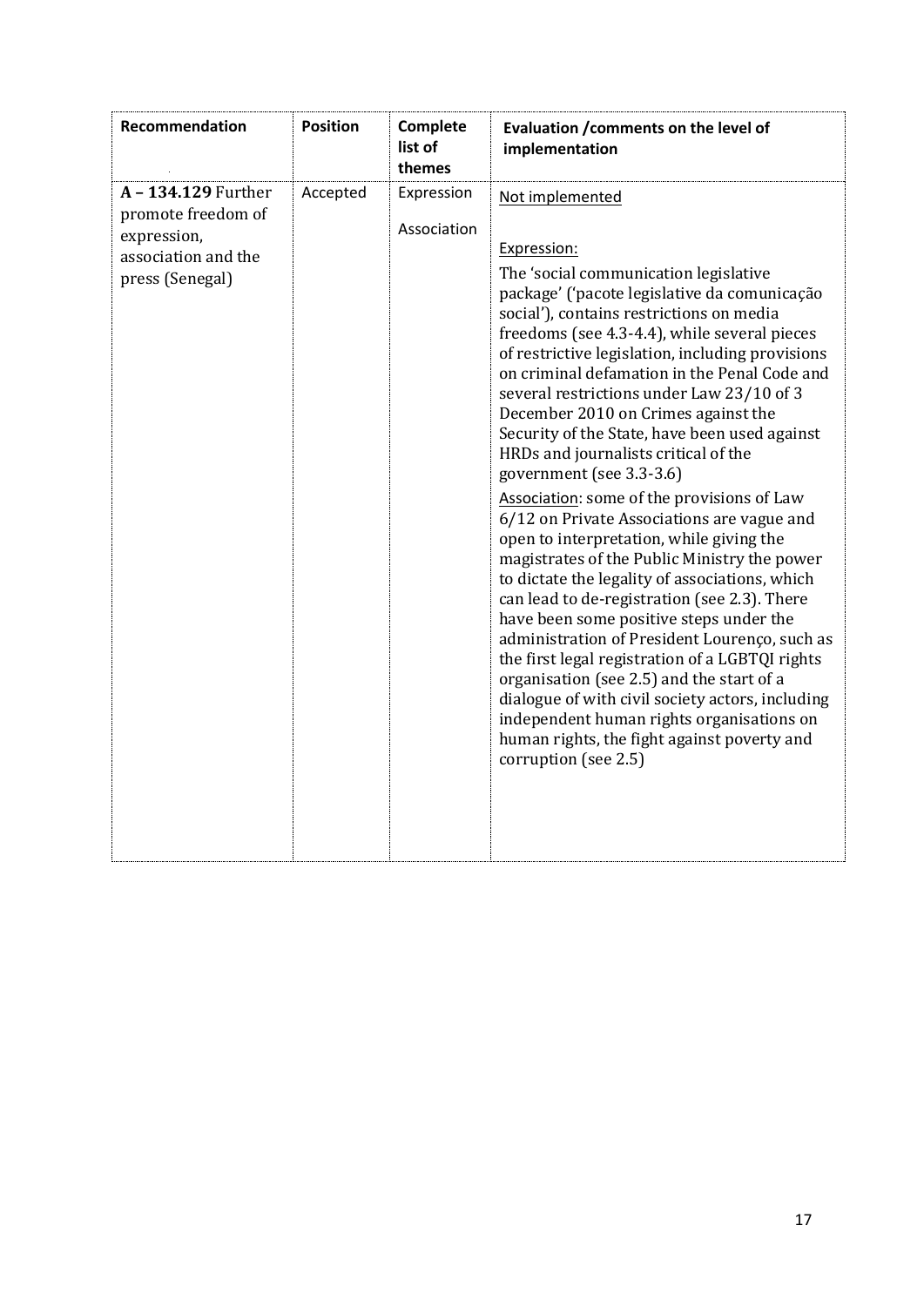| Recommendation | Position | Complete list of themes | Evaluation /comments on the level of implementation |
|---|---|---|---|
| **A – 134.129** Further promote freedom of expression, association and the press (Senegal) | Accepted | Expression<br><br>Association | Not implemented<br><br>Expression:<br>The 'social communication legislative package' ('pacote legislative da comunicação social'), contains restrictions on media freedoms (see 4.3-4.4), while several pieces of restrictive legislation, including provisions on criminal defamation in the Penal Code and several restrictions under Law 23/10 of 3 December 2010 on Crimes against the Security of the State, have been used against HRDs and journalists critical of the government (see 3.3-3.6)<br><br>Association: some of the provisions of Law 6/12 on Private Associations are vague and open to interpretation, while giving the magistrates of the Public Ministry the power to dictate the legality of associations, which can lead to de-registration (see 2.3). There have been some positive steps under the administration of President Lourenço, such as the first legal registration of a LGBTQI rights organisation (see 2.5) and the start of a dialogue of with civil society actors, including independent human rights organisations on human rights, the fight against poverty and corruption (see 2.5) |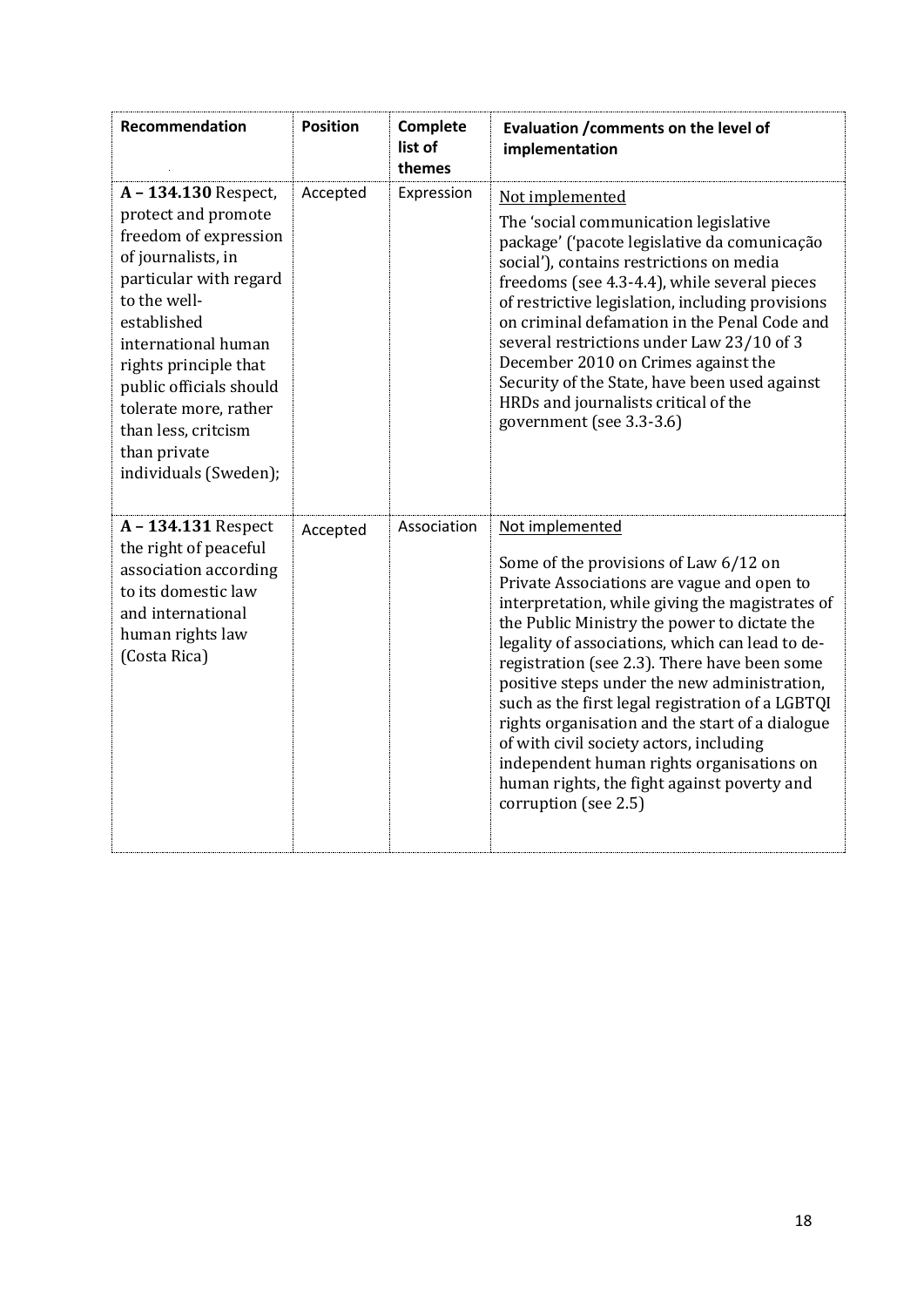| Recommendation | Position | Complete list of themes | Evaluation /comments on the level of implementation |
|---|---|---|---|
| **A – 134.130** Respect, protect and promote freedom of expression of journalists, in particular with regard to the well-established international human rights principle that public officials should tolerate more, rather than less, critcism than private individuals (Sweden); | Accepted | Expression | Not implemented<br>The 'social communication legislative package' ('pacote legislative da comunicação social'), contains restrictions on media freedoms (see 4.3-4.4), while several pieces of restrictive legislation, including provisions on criminal defamation in the Penal Code and several restrictions under Law 23/10 of 3 December 2010 on Crimes against the Security of the State, have been used against HRDs and journalists critical of the government (see 3.3-3.6) |
| **A – 134.131** Respect the right of peaceful association according to its domestic law and international human rights law (Costa Rica) | Accepted | Association | Not implemented<br>Some of the provisions of Law 6/12 on Private Associations are vague and open to interpretation, while giving the magistrates of the Public Ministry the power to dictate the legality of associations, which can lead to de-registration (see 2.3). There have been some positive steps under the new administration, such as the first legal registration of a LGBTQI rights organisation and the start of a dialogue of with civil society actors, including independent human rights organisations on human rights, the fight against poverty and corruption (see 2.5) |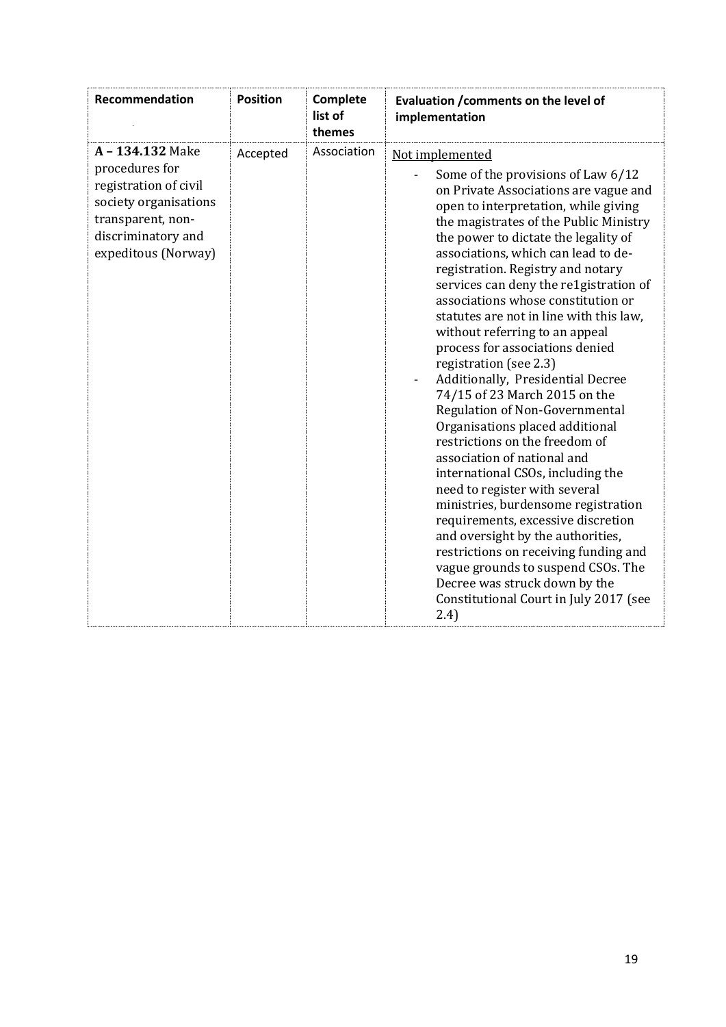| Recommendation | Position | Complete list of themes | Evaluation /comments on the level of implementation |
|---|---|---|---|
| **A – 134.132** Make procedures for registration of civil society organisations transparent, non-discriminatory and expeditous (Norway) | Accepted | Association | Not implemented<br>- Some of the provisions of Law 6/12 on Private Associations are vague and open to interpretation, while giving the magistrates of the Public Ministry the power to dictate the legality of associations, which can lead to de-registration. Registry and notary services can deny the re1gistration of associations whose constitution or statutes are not in line with this law, without referring to an appeal process for associations denied registration (see 2.3)<br>- Additionally, Presidential Decree 74/15 of 23 March 2015 on the Regulation of Non-Governmental Organisations placed additional restrictions on the freedom of association of national and international CSOs, including the need to register with several ministries, burdensome registration requirements, excessive discretion and oversight by the authorities, restrictions on receiving funding and vague grounds to suspend CSOs. The Decree was struck down by the Constitutional Court in July 2017 (see 2.4) |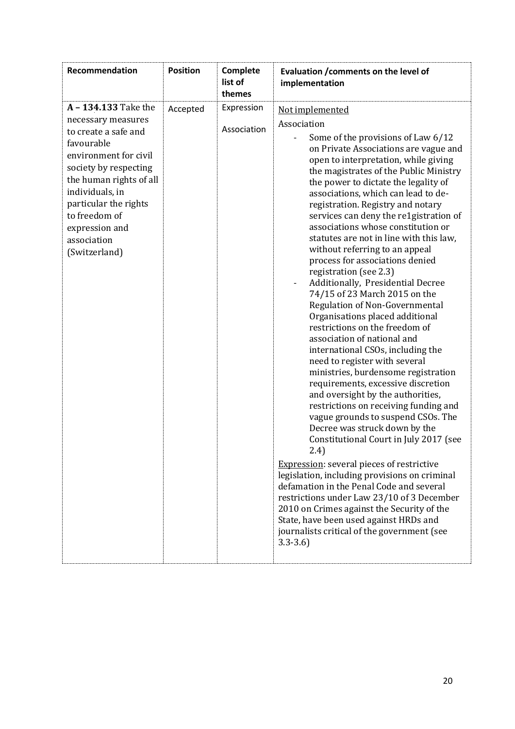| Recommendation | Position | Complete list of themes | Evaluation /comments on the level of implementation |
|---|---|---|---|
| **A – 134.133** Take the necessary measures to create a safe and favourable environment for civil society by respecting the human rights of all individuals, in particular the rights to freedom of expression and association (Switzerland) | Accepted | Expression<br><br>Association | Not implemented<br><br>Association<br>- Some of the provisions of Law 6/12 on Private Associations are vague and open to interpretation, while giving the magistrates of the Public Ministry the power to dictate the legality of associations, which can lead to de-registration. Registry and notary services can deny the re1gistration of associations whose constitution or statutes are not in line with this law, without referring to an appeal process for associations denied registration (see 2.3)<br>- Additionally, Presidential Decree 74/15 of 23 March 2015 on the Regulation of Non-Governmental Organisations placed additional restrictions on the freedom of association of national and international CSOs, including the need to register with several ministries, burdensome registration requirements, excessive discretion and oversight by the authorities, restrictions on receiving funding and vague grounds to suspend CSOs. The Decree was struck down by the Constitutional Court in July 2017 (see 2.4)<br><br>Expression: several pieces of restrictive legislation, including provisions on criminal defamation in the Penal Code and several restrictions under Law 23/10 of 3 December 2010 on Crimes against the Security of the State, have been used against HRDs and journalists critical of the government (see 3.3-3.6) |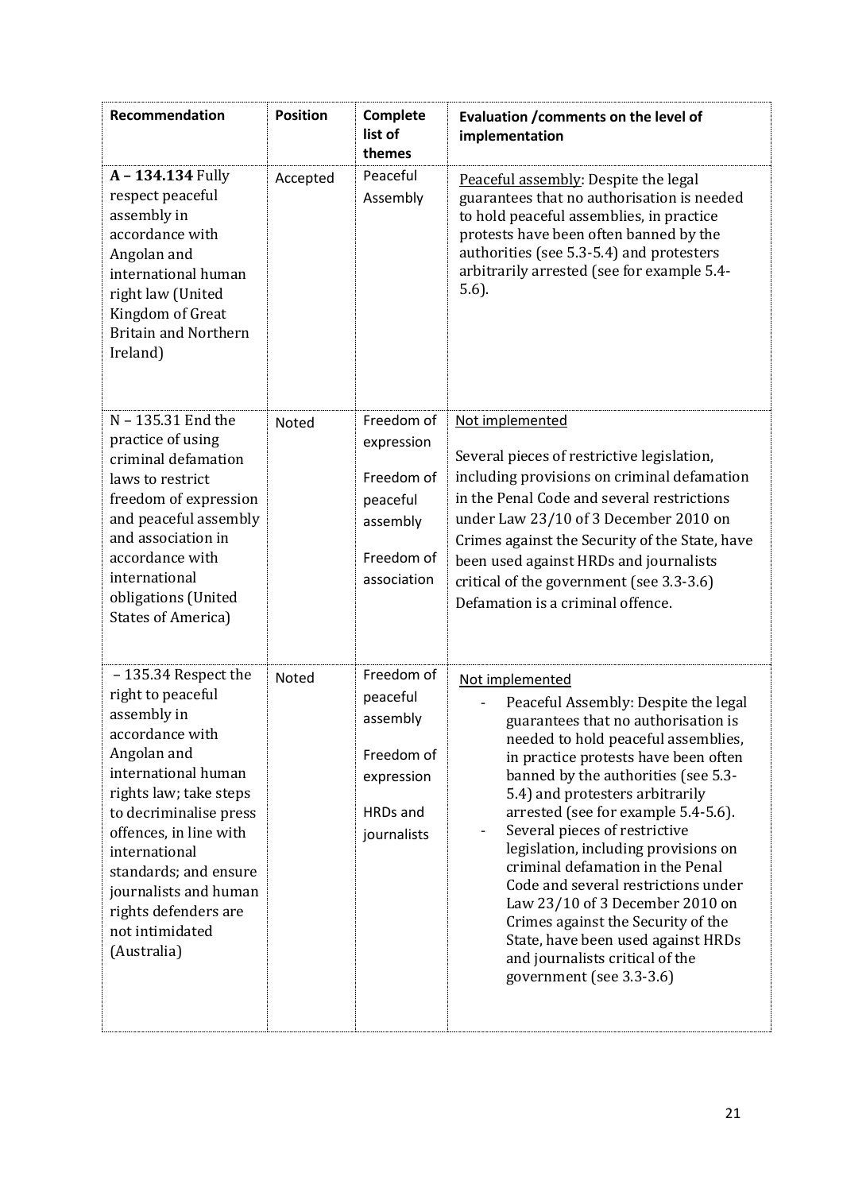| Recommendation | Position | Complete list of themes | Evaluation /comments on the level of implementation |
|---|---|---|---|
| **A – 134.134** Fully respect peaceful assembly in accordance with Angolan and international human right law (United Kingdom of Great Britain and Northern Ireland) | Accepted | Peaceful Assembly | Peaceful assembly: Despite the legal guarantees that no authorisation is needed to hold peaceful assemblies, in practice protests have been often banned by the authorities (see 5.3-5.4) and protesters arbitrarily arrested (see for example 5.4-5.6). |
| N – 135.31 End the practice of using criminal defamation laws to restrict freedom of expression and peaceful assembly and association in accordance with international obligations (United States of America) | Noted | Freedom of expression<br><br>Freedom of peaceful assembly<br><br>Freedom of association | Not implemented<br><br>Several pieces of restrictive legislation, including provisions on criminal defamation in the Penal Code and several restrictions under Law 23/10 of 3 December 2010 on Crimes against the Security of the State, have been used against HRDs and journalists critical of the government (see 3.3-3.6) Defamation is a criminal offence. |
| – 135.34 Respect the right to peaceful assembly in accordance with Angolan and international human rights law; take steps to decriminalise press offences, in line with international standards; and ensure journalists and human rights defenders are not intimidated (Australia) | Noted | Freedom of peaceful assembly<br><br>Freedom of expression<br><br>HRDs and journalists | Not implemented<br>- Peaceful Assembly: Despite the legal guarantees that no authorisation is needed to hold peaceful assemblies, in practice protests have been often banned by the authorities (see 5.3-5.4) and protesters arbitrarily arrested (see for example 5.4-5.6).<br>- Several pieces of restrictive legislation, including provisions on criminal defamation in the Penal Code and several restrictions under Law 23/10 of 3 December 2010 on Crimes against the Security of the State, have been used against HRDs and journalists critical of the government (see 3.3-3.6) |